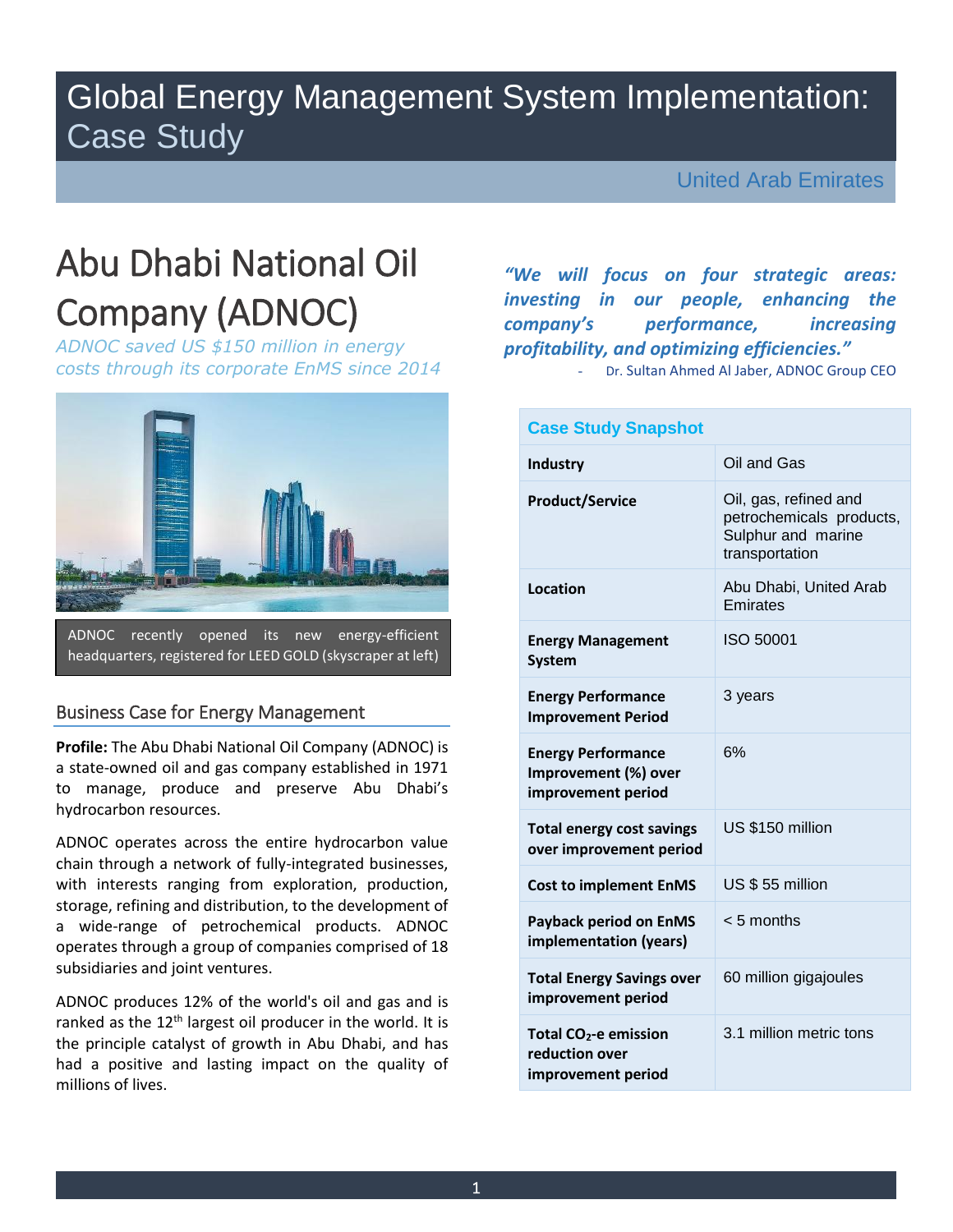# Global Energy Management System Implementation: Case Study

United Arab Emirates

# Abu Dhabi National Oil Company (ADNOC)

*ADNOC saved US $150 million in energy costs through its corporate EnMS since 2014*

ADNOC recently opened its new energy-efficient headquarters, registered for LEED GOLD (skyscraper at left)

## Business Case for Energy Management

**Profile:** The Abu Dhabi National Oil Company (ADNOC) is a state-owned oil and gas company established in 1971 to manage, produce and preserve Abu Dhabi's hydrocarbon resources.

ADNOC operates across the entire hydrocarbon value chain through a network of fully-integrated businesses, with interests ranging from exploration, production, storage, refining and distribution, to the development of a wide-range of petrochemical products. ADNOC operates through a group of companies comprised of 18 subsidiaries and joint ventures.

ADNOC produces 12% of the world's oil and gas and is ranked as the 12th largest oil producer in the world. It is the principle catalyst of growth in Abu Dhabi, and has had a positive and lasting impact on the quality of millions of lives.

> ***"We will focus on four strategic areas: investing in our people, enhancing the company's performance, increasing profitability, and optimizing efficiencies."***
>
> \- Dr. Sultan Ahmed Al Jaber, ADNOC Group CEO

| Case Study Snapshot | |
|---|---|
| **Industry** | Oil and Gas |
| **Product/Service** | Oil, gas, refined and petrochemicals products, Sulphur and marine transportation |
| **Location** | Abu Dhabi, United Arab Emirates |
| **Energy Management System** | ISO 50001 |
| **Energy Performance Improvement Period** | 3 years |
| **Energy Performance Improvement (%) over improvement period** | 6% |
| **Total energy cost savings over improvement period** | US $150 million |
| **Cost to implement EnMS** | US $ 55 million |
| **Payback period on EnMS implementation (years)** | < 5 months |
| **Total Energy Savings over improvement period** | 60 million gigajoules |
| **Total $CO_2$-e emission reduction over improvement period** | 3.1 million metric tons |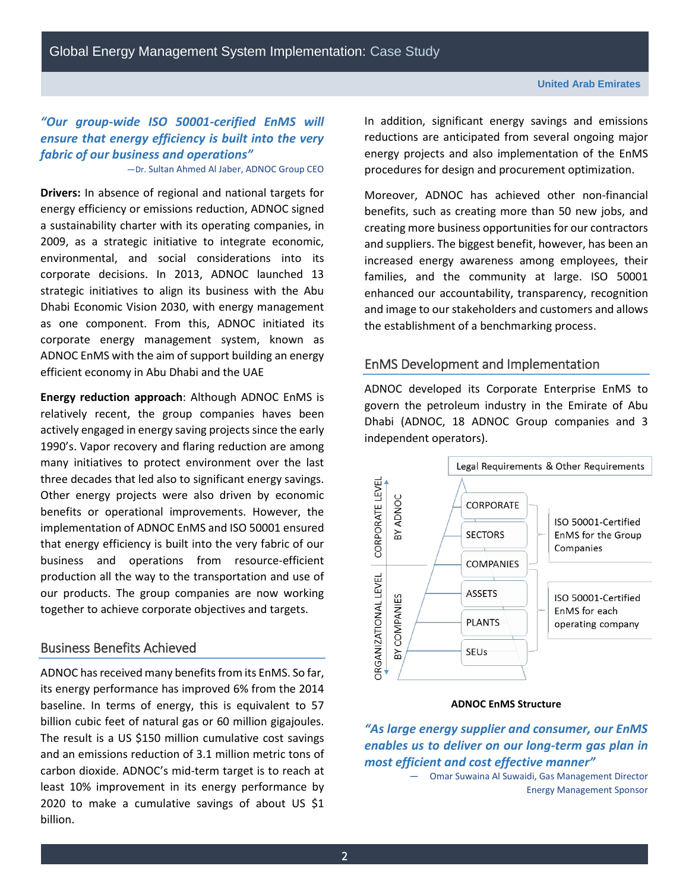*"Our group-wide ISO 50001-cerified EnMS will ensure that energy efficiency is built into the very fabric of our business and operations"*

—Dr. Sultan Ahmed Al Jaber, ADNOC Group CEO

**Drivers:** In absence of regional and national targets for energy efficiency or emissions reduction, ADNOC signed a sustainability charter with its operating companies, in 2009, as a strategic initiative to integrate economic, environmental, and social considerations into its corporate decisions. In 2013, ADNOC launched 13 strategic initiatives to align its business with the Abu Dhabi Economic Vision 2030, with energy management as one component. From this, ADNOC initiated its corporate energy management system, known as ADNOC EnMS with the aim of support building an energy efficient economy in Abu Dhabi and the UAE

**Energy reduction approach**: Although ADNOC EnMS is relatively recent, the group companies haves been actively engaged in energy saving projects since the early 1990's. Vapor recovery and flaring reduction are among many initiatives to protect environment over the last three decades that led also to significant energy savings. Other energy projects were also driven by economic benefits or operational improvements. However, the implementation of ADNOC EnMS and ISO 50001 ensured that energy efficiency is built into the very fabric of our business and operations from resource-efficient production all the way to the transportation and use of our products. The group companies are now working together to achieve corporate objectives and targets.

## Business Benefits Achieved

ADNOC has received many benefits from its EnMS. So far, its energy performance has improved 6% from the 2014 baseline. In terms of energy, this is equivalent to 57 billion cubic feet of natural gas or 60 million gigajoules. The result is a US $150 million cumulative cost savings and an emissions reduction of 3.1 million metric tons of carbon dioxide. ADNOC's mid-term target is to reach at least 10% improvement in its energy performance by 2020 to make a cumulative savings of about US $1 billion.

In addition, significant energy savings and emissions reductions are anticipated from several ongoing major energy projects and also implementation of the EnMS procedures for design and procurement optimization.

Moreover, ADNOC has achieved other non-financial benefits, such as creating more than 50 new jobs, and creating more business opportunities for our contractors and suppliers. The biggest benefit, however, has been an increased energy awareness among employees, their families, and the community at large. ISO 50001 enhanced our accountability, transparency, recognition and image to our stakeholders and customers and allows the establishment of a benchmarking process.

## EnMS Development and Implementation

ADNOC developed its Corporate Enterprise EnMS to govern the petroleum industry in the Emirate of Abu Dhabi (ADNOC, 18 ADNOC Group companies and 3 independent operators).

Legal Requirements & Other Requirements

CORPORATE LEVEL – BY ADNOC: CORPORATE, SECTORS, COMPANIES — ISO 50001-Certified EnMS for the Group Companies

ORGANIZATIONAL LEVEL – BY COMPANIES: ASSETS, PLANTS, SEUs — ISO 50001-Certified EnMS for each operating company

**ADNOC EnMS Structure**

*"As large energy supplier and consumer, our EnMS enables us to deliver on our long-term gas plan in most efficient and cost effective manner"*

— Omar Suwaina Al Suwaidi, Gas Management Director
Energy Management Sponsor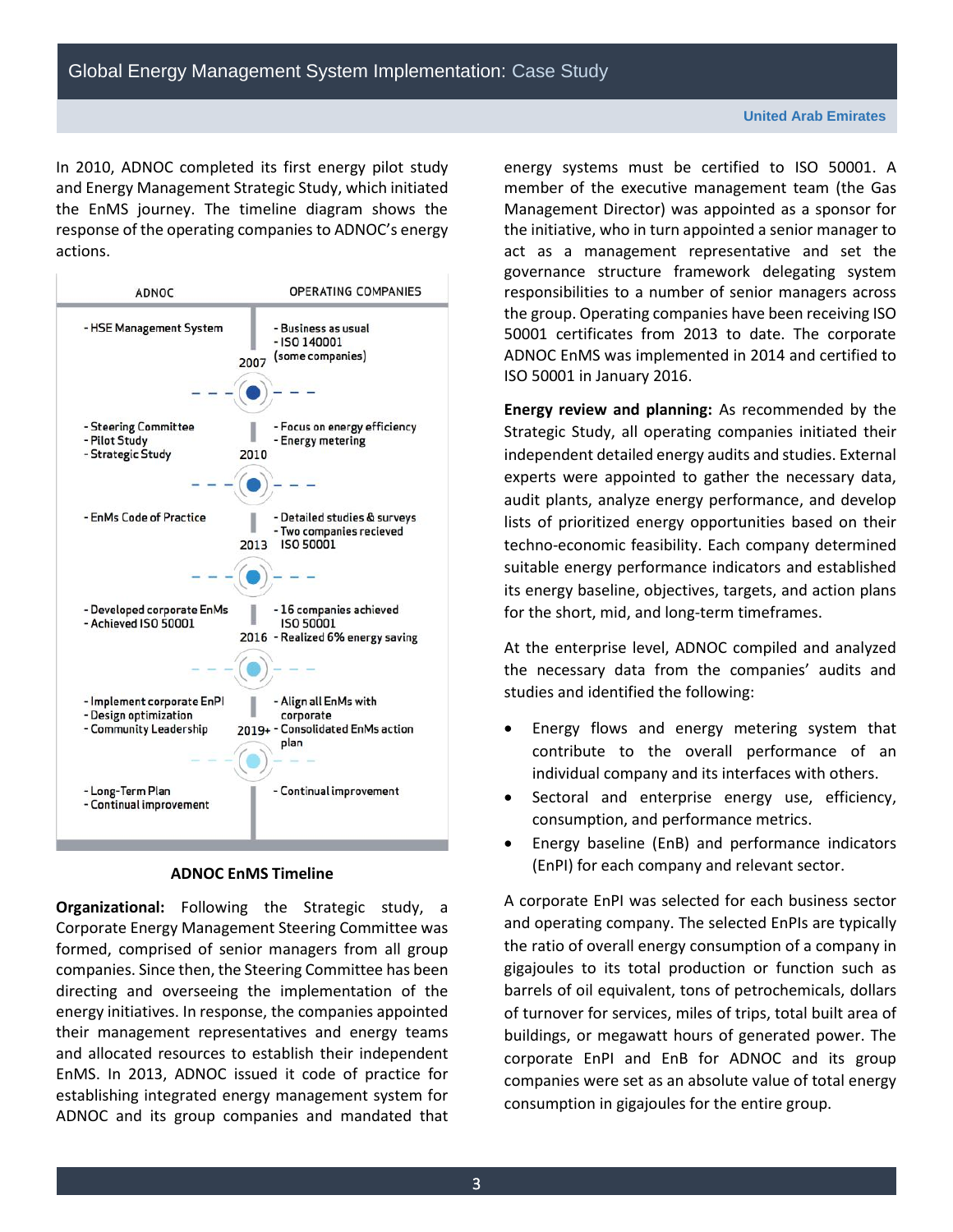In 2010, ADNOC completed its first energy pilot study and Energy Management Strategic Study, which initiated the EnMS journey. The timeline diagram shows the response of the operating companies to ADNOC's energy actions.

| ADNOC | Year | OPERATING COMPANIES |
| --- | --- | --- |
| - HSE Management System | 2007 | - Business as usual<br>- ISO 140001 (some companies) |
| - Steering Committee<br>- Pilot Study<br>- Strategic Study | 2010 | - Focus on energy efficiency<br>- Energy metering |
| - EnMs Code of Practice | 2013 | - Detailed studies & surveys<br>- Two companies recieved ISO 50001 |
| - Developed corporate EnMs<br>- Achieved ISO 50001 | 2016 | - 16 companies achieved ISO 50001<br>- Realized 6% energy saving |
| - Implement corporate EnPI<br>- Design optimization<br>- Community Leadership | 2019+ | - Align all EnMs with corporate<br>- Consolidated EnMs action plan |
| - Long-Term Plan<br>- Continual improvement | | - Continual improvement |

**ADNOC EnMS Timeline**

**Organizational:** Following the Strategic study, a Corporate Energy Management Steering Committee was formed, comprised of senior managers from all group companies. Since then, the Steering Committee has been directing and overseeing the implementation of the energy initiatives. In response, the companies appointed their management representatives and energy teams and allocated resources to establish their independent EnMS. In 2013, ADNOC issued it code of practice for establishing integrated energy management system for ADNOC and its group companies and mandated that energy systems must be certified to ISO 50001. A member of the executive management team (the Gas Management Director) was appointed as a sponsor for the initiative, who in turn appointed a senior manager to act as a management representative and set the governance structure framework delegating system responsibilities to a number of senior managers across the group. Operating companies have been receiving ISO 50001 certificates from 2013 to date. The corporate ADNOC EnMS was implemented in 2014 and certified to ISO 50001 in January 2016.

**Energy review and planning:** As recommended by the Strategic Study, all operating companies initiated their independent detailed energy audits and studies. External experts were appointed to gather the necessary data, audit plants, analyze energy performance, and develop lists of prioritized energy opportunities based on their techno-economic feasibility. Each company determined suitable energy performance indicators and established its energy baseline, objectives, targets, and action plans for the short, mid, and long-term timeframes.

At the enterprise level, ADNOC compiled and analyzed the necessary data from the companies' audits and studies and identified the following:

- Energy flows and energy metering system that contribute to the overall performance of an individual company and its interfaces with others.
- Sectoral and enterprise energy use, efficiency, consumption, and performance metrics.
- Energy baseline (EnB) and performance indicators (EnPI) for each company and relevant sector.

A corporate EnPI was selected for each business sector and operating company. The selected EnPIs are typically the ratio of overall energy consumption of a company in gigajoules to its total production or function such as barrels of oil equivalent, tons of petrochemicals, dollars of turnover for services, miles of trips, total built area of buildings, or megawatt hours of generated power. The corporate EnPI and EnB for ADNOC and its group companies were set as an absolute value of total energy consumption in gigajoules for the entire group.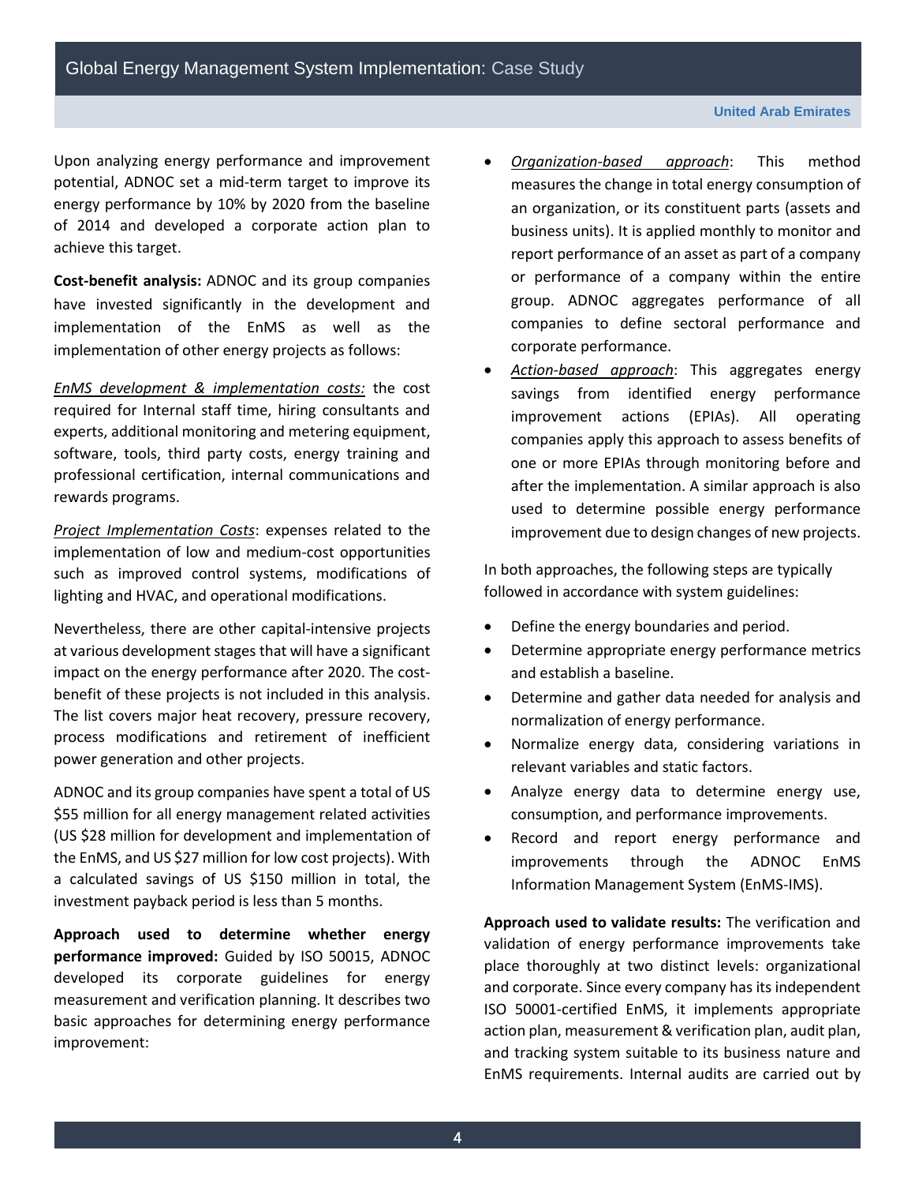Upon analyzing energy performance and improvement potential, ADNOC set a mid-term target to improve its energy performance by 10% by 2020 from the baseline of 2014 and developed a corporate action plan to achieve this target.

**Cost-benefit analysis:** ADNOC and its group companies have invested significantly in the development and implementation of the EnMS as well as the implementation of other energy projects as follows:

*EnMS development & implementation costs:* the cost required for Internal staff time, hiring consultants and experts, additional monitoring and metering equipment, software, tools, third party costs, energy training and professional certification, internal communications and rewards programs.

*Project Implementation Costs*: expenses related to the implementation of low and medium-cost opportunities such as improved control systems, modifications of lighting and HVAC, and operational modifications.

Nevertheless, there are other capital-intensive projects at various development stages that will have a significant impact on the energy performance after 2020. The cost-benefit of these projects is not included in this analysis. The list covers major heat recovery, pressure recovery, process modifications and retirement of inefficient power generation and other projects.

ADNOC and its group companies have spent a total of US $55 million for all energy management related activities (US $28 million for development and implementation of the EnMS, and US $27 million for low cost projects). With a calculated savings of US $150 million in total, the investment payback period is less than 5 months.

**Approach used to determine whether energy performance improved:** Guided by ISO 50015, ADNOC developed its corporate guidelines for energy measurement and verification planning. It describes two basic approaches for determining energy performance improvement:

- *Organization-based approach*: This method measures the change in total energy consumption of an organization, or its constituent parts (assets and business units). It is applied monthly to monitor and report performance of an asset as part of a company or performance of a company within the entire group. ADNOC aggregates performance of all companies to define sectoral performance and corporate performance.
- *Action-based approach*: This aggregates energy savings from identified energy performance improvement actions (EPIAs). All operating companies apply this approach to assess benefits of one or more EPIAs through monitoring before and after the implementation. A similar approach is also used to determine possible energy performance improvement due to design changes of new projects.

In both approaches, the following steps are typically followed in accordance with system guidelines:

- Define the energy boundaries and period.
- Determine appropriate energy performance metrics and establish a baseline.
- Determine and gather data needed for analysis and normalization of energy performance.
- Normalize energy data, considering variations in relevant variables and static factors.
- Analyze energy data to determine energy use, consumption, and performance improvements.
- Record and report energy performance and improvements through the ADNOC EnMS Information Management System (EnMS-IMS).

**Approach used to validate results:** The verification and validation of energy performance improvements take place thoroughly at two distinct levels: organizational and corporate. Since every company has its independent ISO 50001-certified EnMS, it implements appropriate action plan, measurement & verification plan, audit plan, and tracking system suitable to its business nature and EnMS requirements. Internal audits are carried out by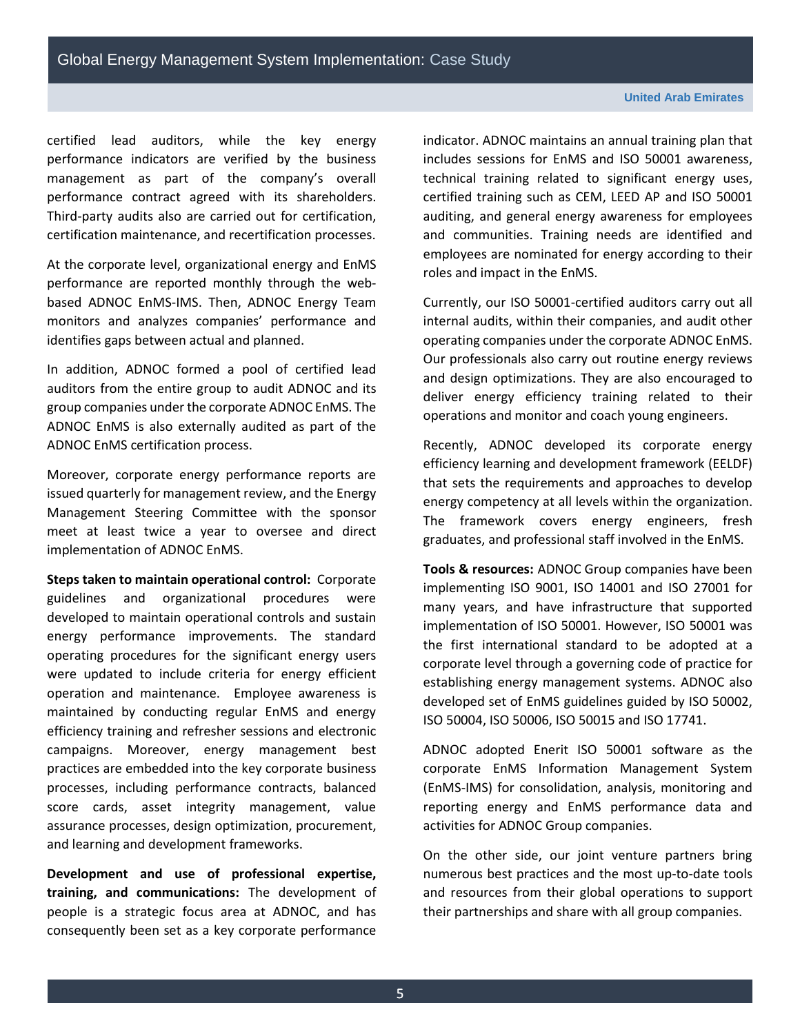certified lead auditors, while the key energy performance indicators are verified by the business management as part of the company's overall performance contract agreed with its shareholders. Third-party audits also are carried out for certification, certification maintenance, and recertification processes.

At the corporate level, organizational energy and EnMS performance are reported monthly through the web-based ADNOC EnMS-IMS. Then, ADNOC Energy Team monitors and analyzes companies' performance and identifies gaps between actual and planned.

In addition, ADNOC formed a pool of certified lead auditors from the entire group to audit ADNOC and its group companies under the corporate ADNOC EnMS. The ADNOC EnMS is also externally audited as part of the ADNOC EnMS certification process.

Moreover, corporate energy performance reports are issued quarterly for management review, and the Energy Management Steering Committee with the sponsor meet at least twice a year to oversee and direct implementation of ADNOC EnMS.

**Steps taken to maintain operational control:** Corporate guidelines and organizational procedures were developed to maintain operational controls and sustain energy performance improvements. The standard operating procedures for the significant energy users were updated to include criteria for energy efficient operation and maintenance. Employee awareness is maintained by conducting regular EnMS and energy efficiency training and refresher sessions and electronic campaigns. Moreover, energy management best practices are embedded into the key corporate business processes, including performance contracts, balanced score cards, asset integrity management, value assurance processes, design optimization, procurement, and learning and development frameworks.

**Development and use of professional expertise, training, and communications:** The development of people is a strategic focus area at ADNOC, and has consequently been set as a key corporate performance indicator. ADNOC maintains an annual training plan that includes sessions for EnMS and ISO 50001 awareness, technical training related to significant energy uses, certified training such as CEM, LEED AP and ISO 50001 auditing, and general energy awareness for employees and communities. Training needs are identified and employees are nominated for energy according to their roles and impact in the EnMS.

Currently, our ISO 50001-certified auditors carry out all internal audits, within their companies, and audit other operating companies under the corporate ADNOC EnMS. Our professionals also carry out routine energy reviews and design optimizations. They are also encouraged to deliver energy efficiency training related to their operations and monitor and coach young engineers.

Recently, ADNOC developed its corporate energy efficiency learning and development framework (EELDF) that sets the requirements and approaches to develop energy competency at all levels within the organization. The framework covers energy engineers, fresh graduates, and professional staff involved in the EnMS.

**Tools & resources:** ADNOC Group companies have been implementing ISO 9001, ISO 14001 and ISO 27001 for many years, and have infrastructure that supported implementation of ISO 50001. However, ISO 50001 was the first international standard to be adopted at a corporate level through a governing code of practice for establishing energy management systems. ADNOC also developed set of EnMS guidelines guided by ISO 50002, ISO 50004, ISO 50006, ISO 50015 and ISO 17741.

ADNOC adopted Enerit ISO 50001 software as the corporate EnMS Information Management System (EnMS-IMS) for consolidation, analysis, monitoring and reporting energy and EnMS performance data and activities for ADNOC Group companies.

On the other side, our joint venture partners bring numerous best practices and the most up-to-date tools and resources from their global operations to support their partnerships and share with all group companies.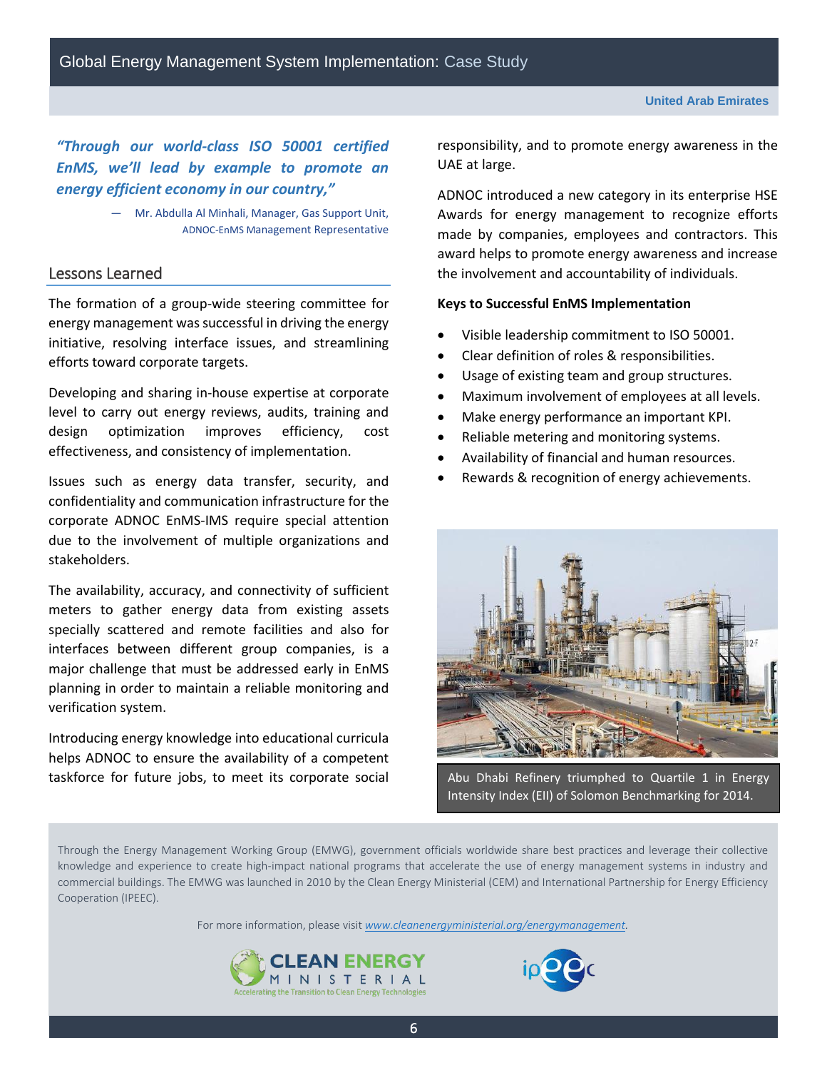*"Through our world-class ISO 50001 certified EnMS, we'll lead by example to promote an energy efficient economy in our country,"*

— Mr. Abdulla Al Minhali, Manager, Gas Support Unit, ADNOC-EnMS Management Representative

## Lessons Learned

The formation of a group-wide steering committee for energy management was successful in driving the energy initiative, resolving interface issues, and streamlining efforts toward corporate targets.

Developing and sharing in-house expertise at corporate level to carry out energy reviews, audits, training and design optimization improves efficiency, cost effectiveness, and consistency of implementation.

Issues such as energy data transfer, security, and confidentiality and communication infrastructure for the corporate ADNOC EnMS-IMS require special attention due to the involvement of multiple organizations and stakeholders.

The availability, accuracy, and connectivity of sufficient meters to gather energy data from existing assets specially scattered and remote facilities and also for interfaces between different group companies, is a major challenge that must be addressed early in EnMS planning in order to maintain a reliable monitoring and verification system.

Introducing energy knowledge into educational curricula helps ADNOC to ensure the availability of a competent taskforce for future jobs, to meet its corporate social responsibility, and to promote energy awareness in the UAE at large.

ADNOC introduced a new category in its enterprise HSE Awards for energy management to recognize efforts made by companies, employees and contractors. This award helps to promote energy awareness and increase the involvement and accountability of individuals.

**Keys to Successful EnMS Implementation**

- Visible leadership commitment to ISO 50001.
- Clear definition of roles & responsibilities.
- Usage of existing team and group structures.
- Maximum involvement of employees at all levels.
- Make energy performance an important KPI.
- Reliable metering and monitoring systems.
- Availability of financial and human resources.
- Rewards & recognition of energy achievements.

Abu Dhabi Refinery triumphed to Quartile 1 in Energy Intensity Index (EII) of Solomon Benchmarking for 2014.

Through the Energy Management Working Group (EMWG), government officials worldwide share best practices and leverage their collective knowledge and experience to create high-impact national programs that accelerate the use of energy management systems in industry and commercial buildings. The EMWG was launched in 2010 by the Clean Energy Ministerial (CEM) and International Partnership for Energy Efficiency Cooperation (IPEEC).

For more information, please visit *www.cleanenergyministerial.org/energymanagement*.